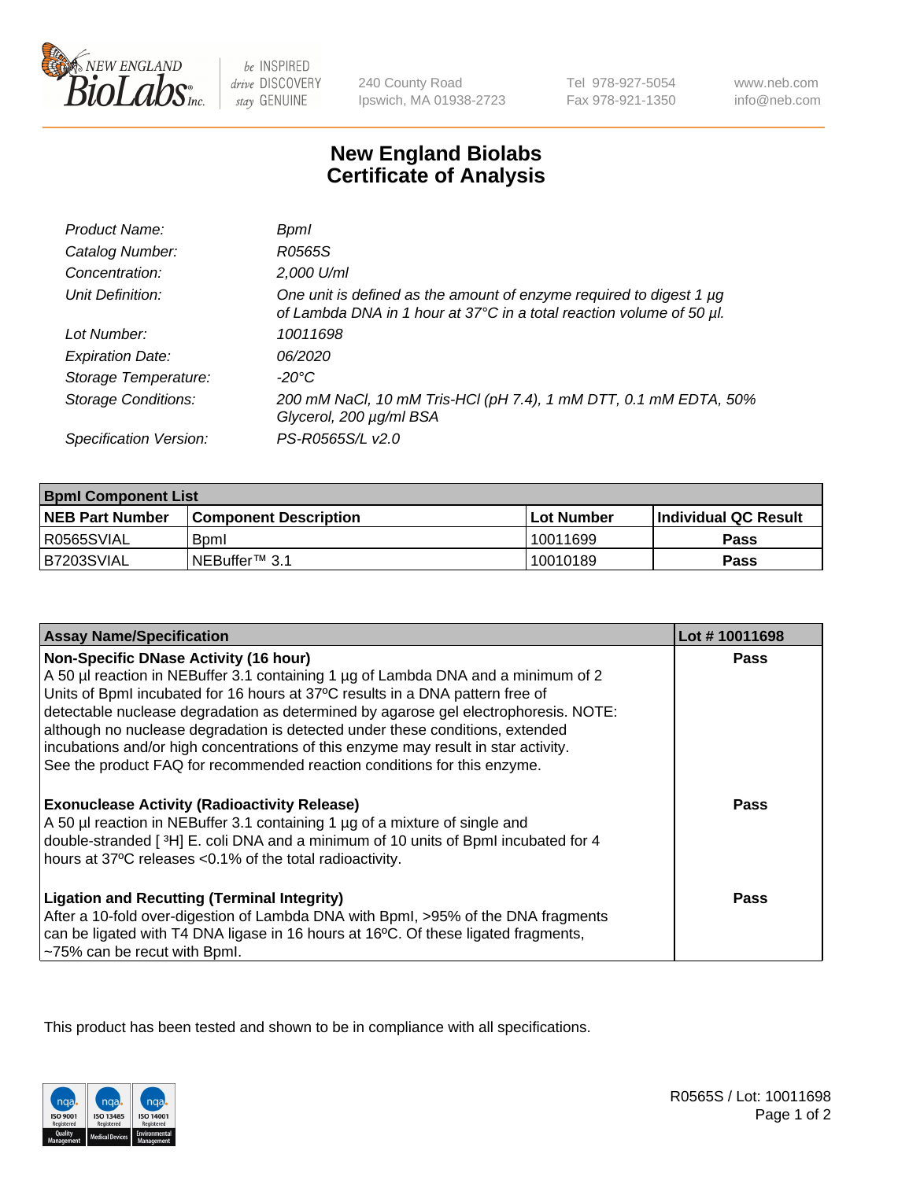# New England Biolabs
# Certificate of Analysis

| | |
|---|---|
| *Product Name:* | *BpmI* |
| *Catalog Number:* | *R0565S* |
| *Concentration:* | *2,000 U/ml* |
| *Unit Definition:* | *One unit is defined as the amount of enzyme required to digest 1 µg of Lambda DNA in 1 hour at 37°C in a total reaction volume of 50 µl.* |
| *Lot Number:* | *10011698* |
| *Expiration Date:* | *06/2020* |
| *Storage Temperature:* | *-20°C* |
| *Storage Conditions:* | *200 mM NaCl, 10 mM Tris-HCl (pH 7.4), 1 mM DTT, 0.1 mM EDTA, 50% Glycerol, 200 µg/ml BSA* |
| *Specification Version:* | *PS-R0565S/L v2.0* |

| **BpmI Component List** | | | |
|---|---|---|---|
| **NEB Part Number** | **Component Description** | **Lot Number** | **Individual QC Result** |
| R0565SVIAL | BpmI | 10011699 | **Pass** |
| B7203SVIAL | NEBuffer™ 3.1 | 10010189 | **Pass** |

| **Assay Name/Specification** | **Lot # 10011698** |
|---|---|
| **Non-Specific DNase Activity (16 hour)** A 50 µl reaction in NEBuffer 3.1 containing 1 µg of Lambda DNA and a minimum of 2 Units of BpmI incubated for 16 hours at 37ºC results in a DNA pattern free of detectable nuclease degradation as determined by agarose gel electrophoresis. NOTE: although no nuclease degradation is detected under these conditions, extended incubations and/or high concentrations of this enzyme may result in star activity. See the product FAQ for recommended reaction conditions for this enzyme. | **Pass** |
| **Exonuclease Activity (Radioactivity Release)** A 50 µl reaction in NEBuffer 3.1 containing 1 µg of a mixture of single and double-stranded [$^{3}$H] E. coli DNA and a minimum of 10 units of BpmI incubated for 4 hours at 37ºC releases <0.1% of the total radioactivity. | **Pass** |
| **Ligation and Recutting (Terminal Integrity)** After a 10-fold over-digestion of Lambda DNA with BpmI, >95% of the DNA fragments can be ligated with T4 DNA ligase in 16 hours at 16ºC. Of these ligated fragments, ~75% can be recut with BpmI. | **Pass** |

This product has been tested and shown to be in compliance with all specifications.

R0565S / Lot: 10011698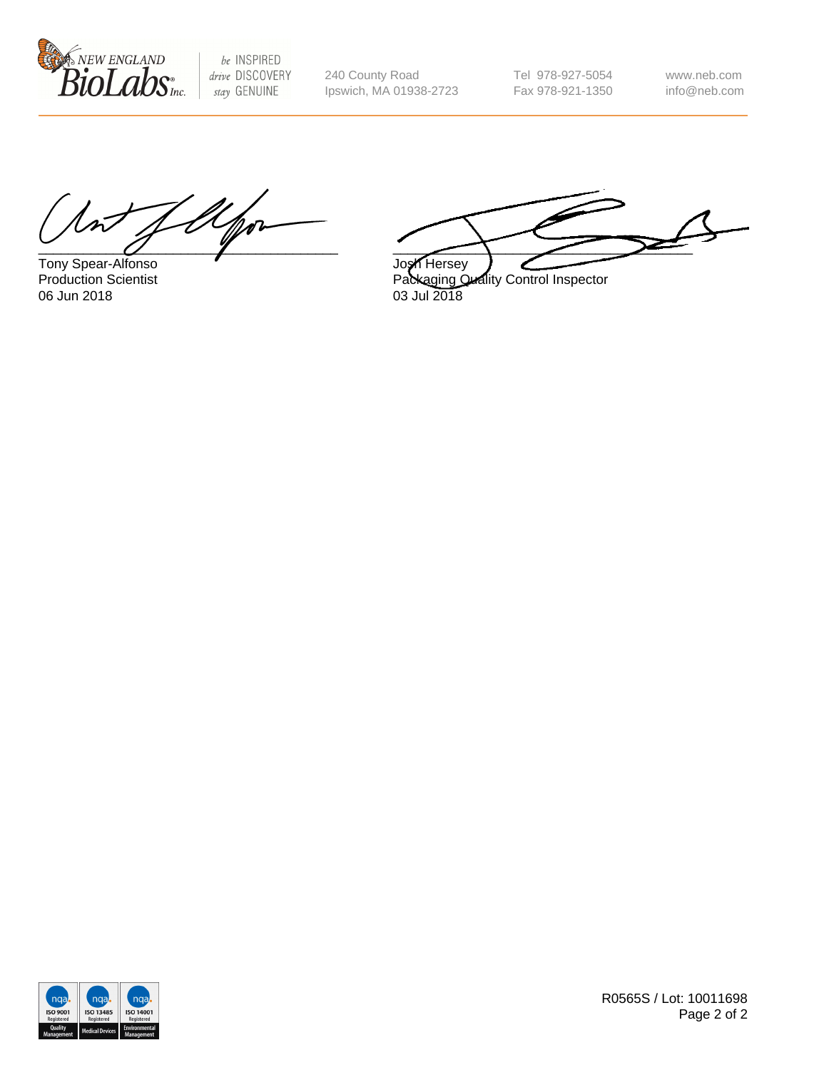Tony Spear-Alfonso
Production Scientist
06 Jun 2018

Josh Hersey
Packaging Quality Control Inspector
03 Jul 2018

R0565S / Lot: 10011698